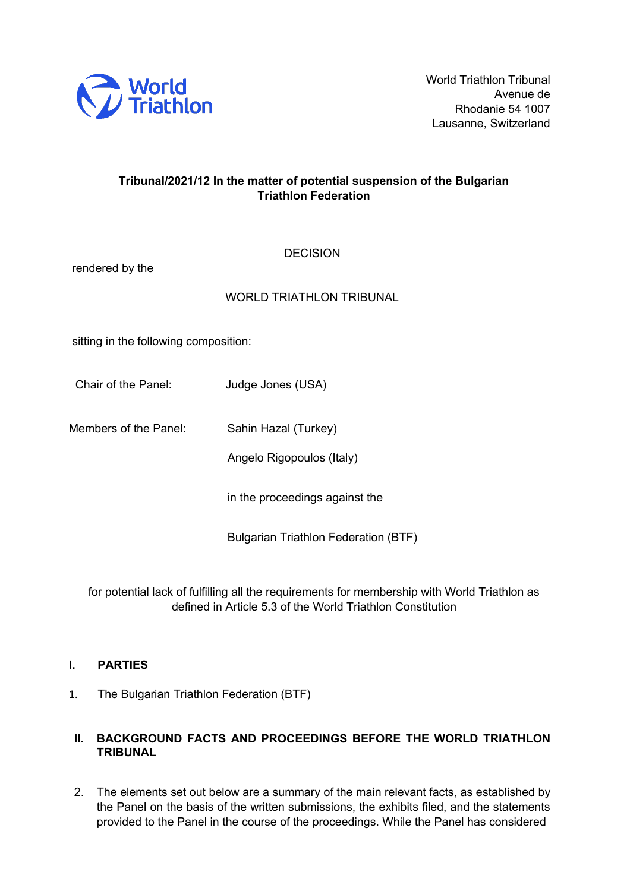World Triathlon

World Triathlon Tribunal
Avenue de
Rhodanie 54 1007
Lausanne, Switzerland

**Tribunal/2021/12 In the matter of potential suspension of the Bulgarian Triathlon Federation**

DECISION

rendered by the

WORLD TRIATHLON TRIBUNAL

sitting in the following composition:

Chair of the Panel: Judge Jones (USA)

Members of the Panel: Sahin Hazal (Turkey)

Angelo Rigopoulos (Italy)

in the proceedings against the

Bulgarian Triathlon Federation (BTF)

for potential lack of fulfilling all the requirements for membership with World Triathlon as defined in Article 5.3 of the World Triathlon Constitution

## I. PARTIES

1. The Bulgarian Triathlon Federation (BTF)

## II. BACKGROUND FACTS AND PROCEEDINGS BEFORE THE WORLD TRIATHLON TRIBUNAL

2. The elements set out below are a summary of the main relevant facts, as established by the Panel on the basis of the written submissions, the exhibits filed, and the statements provided to the Panel in the course of the proceedings. While the Panel has considered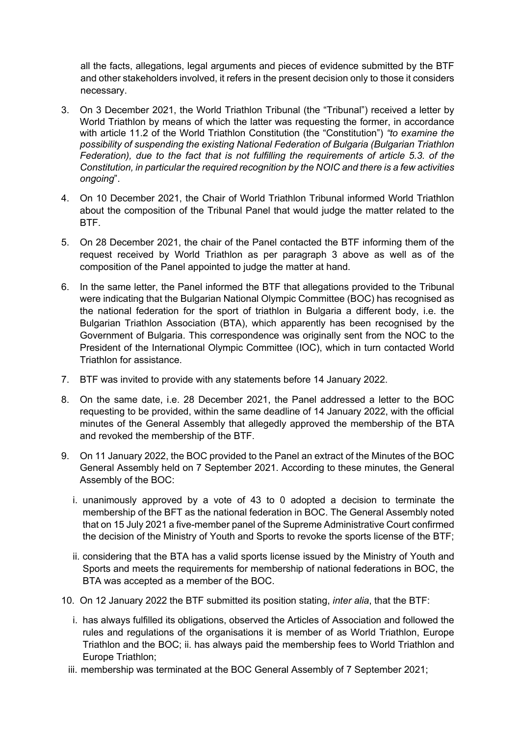all the facts, allegations, legal arguments and pieces of evidence submitted by the BTF and other stakeholders involved, it refers in the present decision only to those it considers necessary.

3. On 3 December 2021, the World Triathlon Tribunal (the "Tribunal") received a letter by World Triathlon by means of which the latter was requesting the former, in accordance with article 11.2 of the World Triathlon Constitution (the "Constitution") *"to examine the possibility of suspending the existing National Federation of Bulgaria (Bulgarian Triathlon Federation), due to the fact that is not fulfilling the requirements of article 5.3. of the Constitution, in particular the required recognition by the NOIC and there is a few activities ongoing*".

4. On 10 December 2021, the Chair of World Triathlon Tribunal informed World Triathlon about the composition of the Tribunal Panel that would judge the matter related to the BTF.

5. On 28 December 2021, the chair of the Panel contacted the BTF informing them of the request received by World Triathlon as per paragraph 3 above as well as of the composition of the Panel appointed to judge the matter at hand.

6. In the same letter, the Panel informed the BTF that allegations provided to the Tribunal were indicating that the Bulgarian National Olympic Committee (BOC) has recognised as the national federation for the sport of triathlon in Bulgaria a different body, i.e. the Bulgarian Triathlon Association (BTA), which apparently has been recognised by the Government of Bulgaria. This correspondence was originally sent from the NOC to the President of the International Olympic Committee (IOC), which in turn contacted World Triathlon for assistance.

7. BTF was invited to provide with any statements before 14 January 2022.

8. On the same date, i.e. 28 December 2021, the Panel addressed a letter to the BOC requesting to be provided, within the same deadline of 14 January 2022, with the official minutes of the General Assembly that allegedly approved the membership of the BTA and revoked the membership of the BTF.

9. On 11 January 2022, the BOC provided to the Panel an extract of the Minutes of the BOC General Assembly held on 7 September 2021. According to these minutes, the General Assembly of the BOC:

   i. unanimously approved by a vote of 43 to 0 adopted a decision to terminate the membership of the BFT as the national federation in BOC. The General Assembly noted that on 15 July 2021 a five-member panel of the Supreme Administrative Court confirmed the decision of the Ministry of Youth and Sports to revoke the sports license of the BTF;

   ii. considering that the BTA has a valid sports license issued by the Ministry of Youth and Sports and meets the requirements for membership of national federations in BOC, the BTA was accepted as a member of the BOC.

10. On 12 January 2022 the BTF submitted its position stating, *inter alia*, that the BTF:

   i. has always fulfilled its obligations, observed the Articles of Association and followed the rules and regulations of the organisations it is member of as World Triathlon, Europe Triathlon and the BOC; ii. has always paid the membership fees to World Triathlon and Europe Triathlon;

   iii. membership was terminated at the BOC General Assembly of 7 September 2021;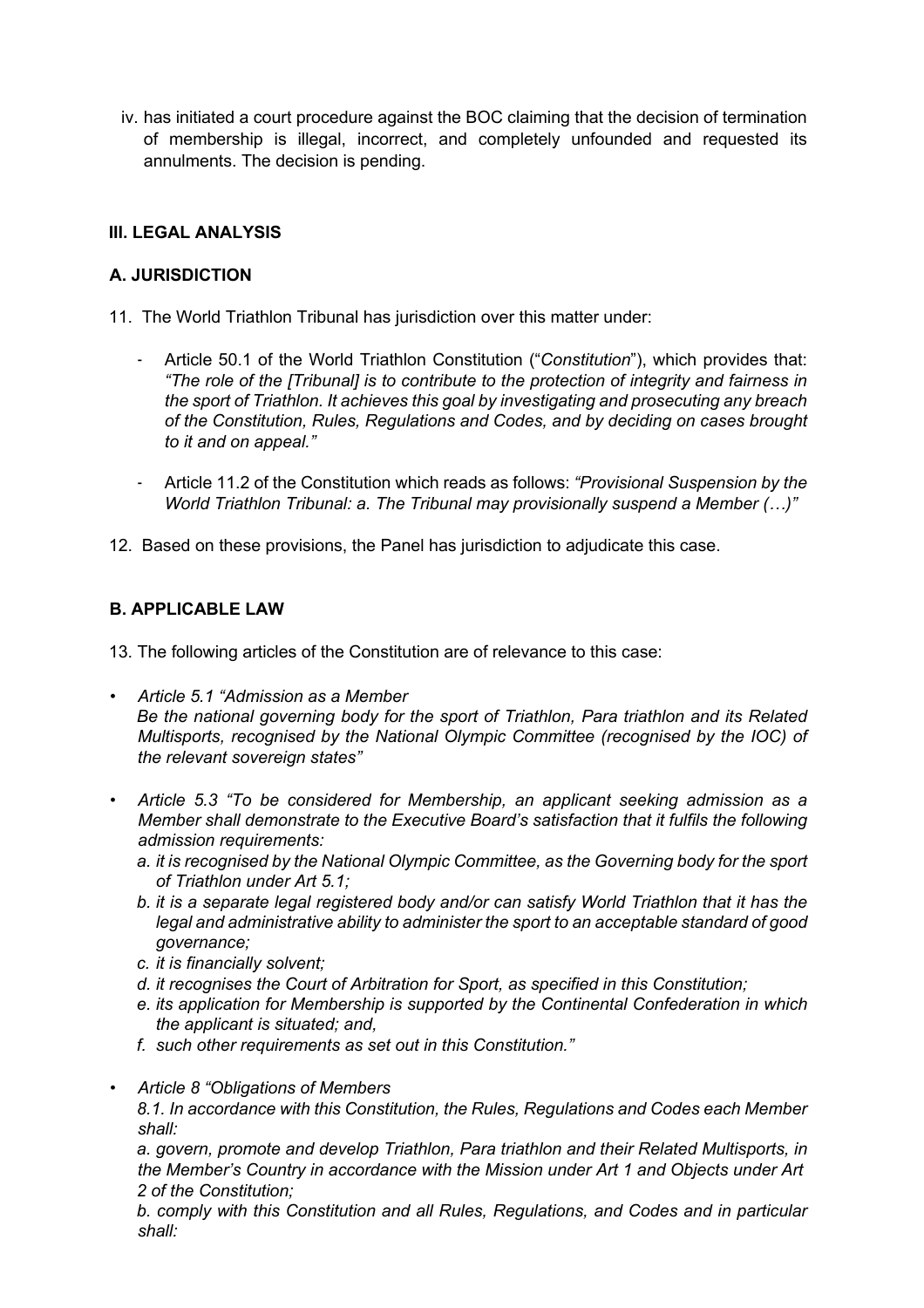iv. has initiated a court procedure against the BOC claiming that the decision of termination of membership is illegal, incorrect, and completely unfounded and requested its annulments. The decision is pending.

## III. LEGAL ANALYSIS

### A. JURISDICTION

11. The World Triathlon Tribunal has jurisdiction over this matter under:

    - Article 50.1 of the World Triathlon Constitution ("*Constitution*"), which provides that: *"The role of the [Tribunal] is to contribute to the protection of integrity and fairness in the sport of Triathlon. It achieves this goal by investigating and prosecuting any breach of the Constitution, Rules, Regulations and Codes, and by deciding on cases brought to it and on appeal."*

    - Article 11.2 of the Constitution which reads as follows: *"Provisional Suspension by the World Triathlon Tribunal: a. The Tribunal may provisionally suspend a Member (…)"*

12. Based on these provisions, the Panel has jurisdiction to adjudicate this case.

### B. APPLICABLE LAW

13. The following articles of the Constitution are of relevance to this case:

- *Article 5.1 "Admission as a Member*
  *Be the national governing body for the sport of Triathlon, Para triathlon and its Related Multisports, recognised by the National Olympic Committee (recognised by the IOC) of the relevant sovereign states"*

- *Article 5.3 "To be considered for Membership, an applicant seeking admission as a Member shall demonstrate to the Executive Board's satisfaction that it fulfils the following admission requirements:*
  *a. it is recognised by the National Olympic Committee, as the Governing body for the sport of Triathlon under Art 5.1;*
  *b. it is a separate legal registered body and/or can satisfy World Triathlon that it has the legal and administrative ability to administer the sport to an acceptable standard of good governance;*
  *c. it is financially solvent;*
  *d. it recognises the Court of Arbitration for Sport, as specified in this Constitution;*
  *e. its application for Membership is supported by the Continental Confederation in which the applicant is situated; and,*
  *f. such other requirements as set out in this Constitution."*

- *Article 8 "Obligations of Members*
  *8.1. In accordance with this Constitution, the Rules, Regulations and Codes each Member shall:*
  *a. govern, promote and develop Triathlon, Para triathlon and their Related Multisports, in the Member's Country in accordance with the Mission under Art 1 and Objects under Art 2 of the Constitution;*
  *b. comply with this Constitution and all Rules, Regulations, and Codes and in particular shall:*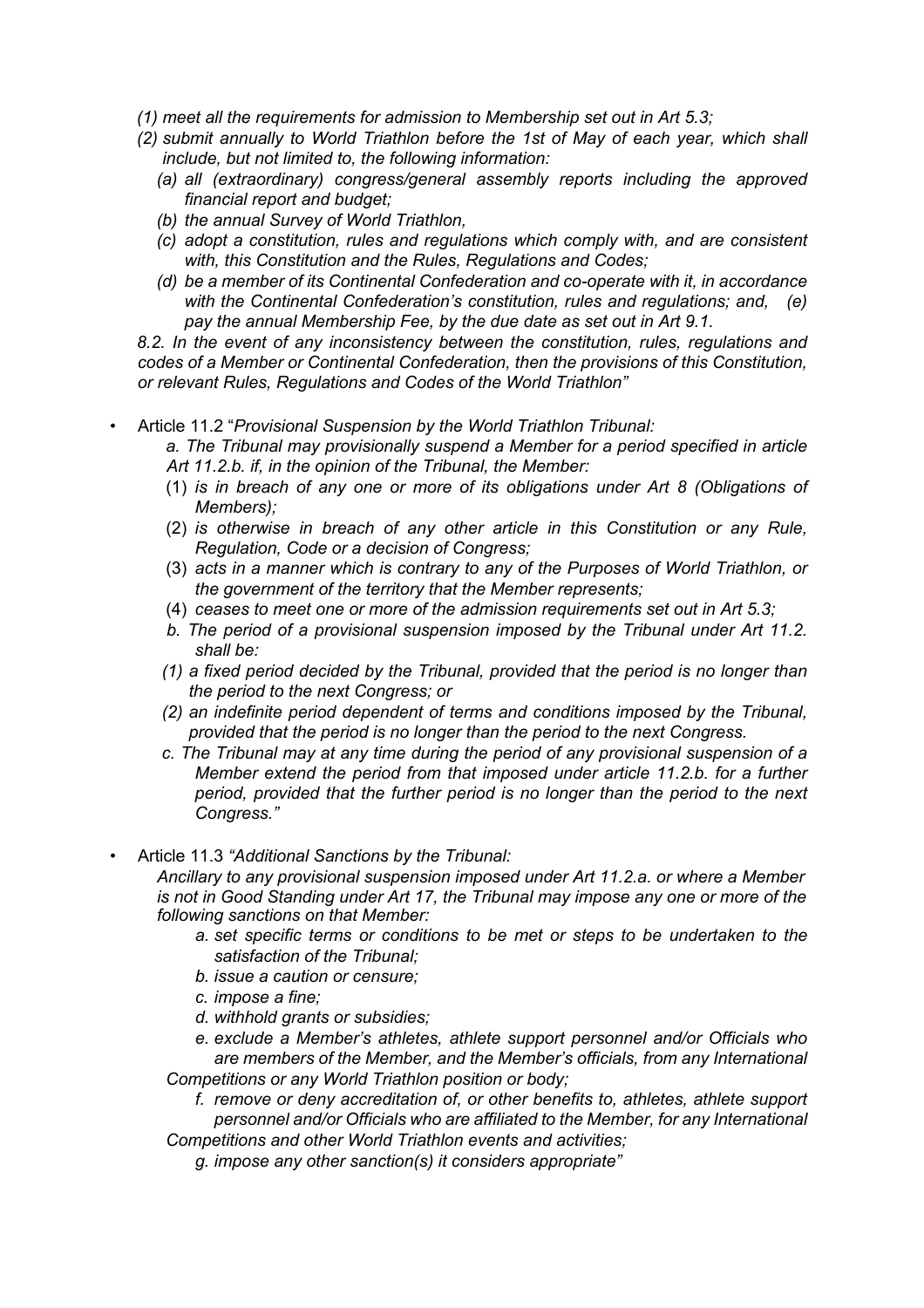*(1) meet all the requirements for admission to Membership set out in Art 5.3;*

*(2) submit annually to World Triathlon before the 1st of May of each year, which shall include, but not limited to, the following information:*

*(a) all (extraordinary) congress/general assembly reports including the approved financial report and budget;*

*(b) the annual Survey of World Triathlon,*

*(c) adopt a constitution, rules and regulations which comply with, and are consistent with, this Constitution and the Rules, Regulations and Codes;*

*(d) be a member of its Continental Confederation and co-operate with it, in accordance with the Continental Confederation's constitution, rules and regulations; and, (e) pay the annual Membership Fee, by the due date as set out in Art 9.1.*

*8.2. In the event of any inconsistency between the constitution, rules, regulations and codes of a Member or Continental Confederation, then the provisions of this Constitution, or relevant Rules, Regulations and Codes of the World Triathlon"*

- Article 11.2 "*Provisional Suspension by the World Triathlon Tribunal:*

  *a. The Tribunal may provisionally suspend a Member for a period specified in article Art 11.2.b. if, in the opinion of the Tribunal, the Member:*

  (1) *is in breach of any one or more of its obligations under Art 8 (Obligations of Members);*

  (2) *is otherwise in breach of any other article in this Constitution or any Rule, Regulation, Code or a decision of Congress;*

  (3) *acts in a manner which is contrary to any of the Purposes of World Triathlon, or the government of the territory that the Member represents;*

  (4) *ceases to meet one or more of the admission requirements set out in Art 5.3;*

  *b. The period of a provisional suspension imposed by the Tribunal under Art 11.2. shall be:*

  *(1) a fixed period decided by the Tribunal, provided that the period is no longer than the period to the next Congress; or*

  *(2) an indefinite period dependent of terms and conditions imposed by the Tribunal, provided that the period is no longer than the period to the next Congress.*

  *c. The Tribunal may at any time during the period of any provisional suspension of a Member extend the period from that imposed under article 11.2.b. for a further period, provided that the further period is no longer than the period to the next Congress."*

- Article 11.3 *"Additional Sanctions by the Tribunal:*

  *Ancillary to any provisional suspension imposed under Art 11.2.a. or where a Member is not in Good Standing under Art 17, the Tribunal may impose any one or more of the following sanctions on that Member:*

  *a. set specific terms or conditions to be met or steps to be undertaken to the satisfaction of the Tribunal;*

  *b. issue a caution or censure;*

  *c. impose a fine;*

  *d. withhold grants or subsidies;*

  *e. exclude a Member's athletes, athlete support personnel and/or Officials who are members of the Member, and the Member's officials, from any International Competitions or any World Triathlon position or body;*

  *f. remove or deny accreditation of, or other benefits to, athletes, athlete support personnel and/or Officials who are affiliated to the Member, for any International Competitions and other World Triathlon events and activities;*

  *g. impose any other sanction(s) it considers appropriate"*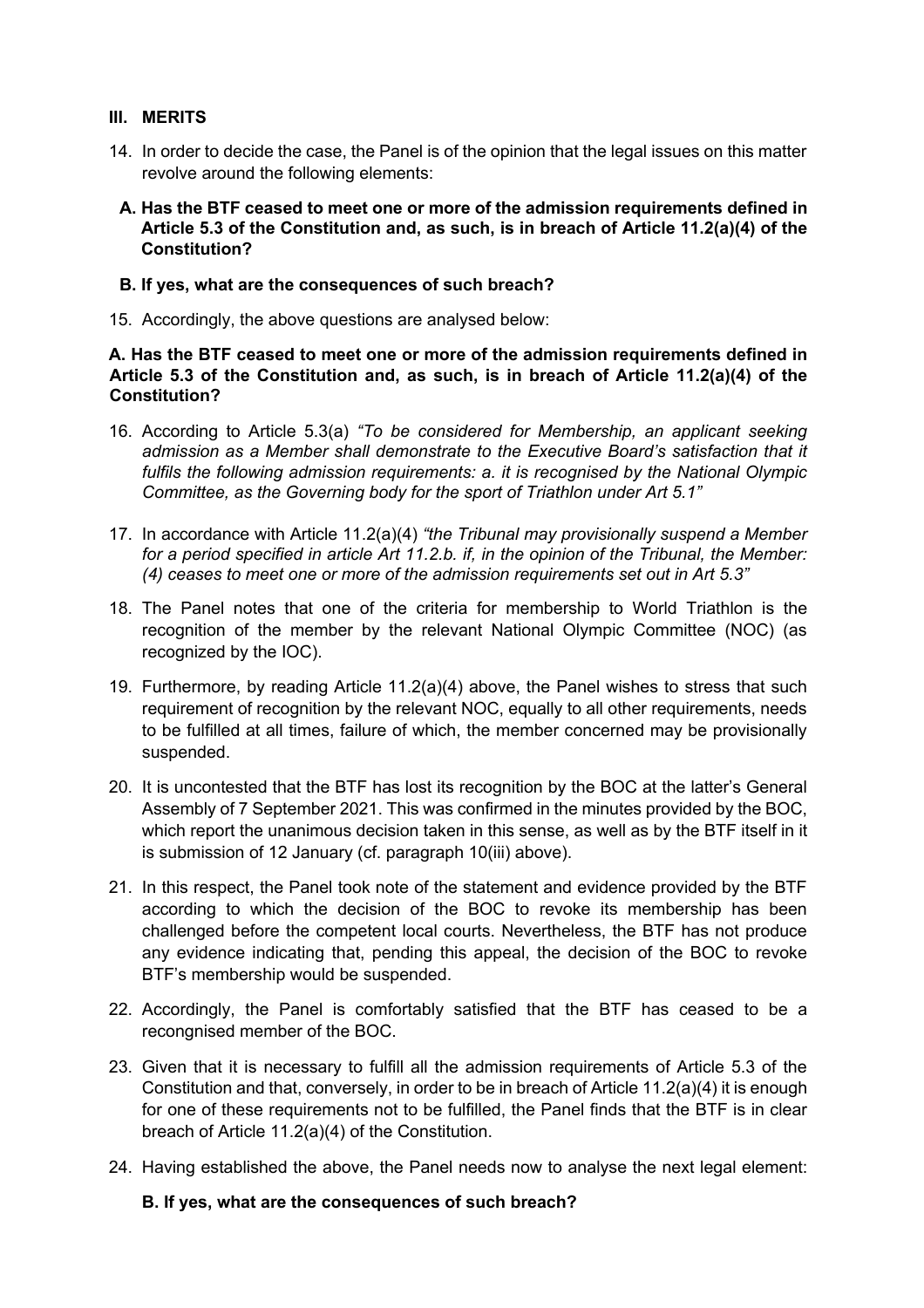## III. MERITS

14. In order to decide the case, the Panel is of the opinion that the legal issues on this matter revolve around the following elements:

   **A. Has the BTF ceased to meet one or more of the admission requirements defined in Article 5.3 of the Constitution and, as such, is in breach of Article 11.2(a)(4) of the Constitution?**

   **B. If yes, what are the consequences of such breach?**

15. Accordingly, the above questions are analysed below:

### A. Has the BTF ceased to meet one or more of the admission requirements defined in Article 5.3 of the Constitution and, as such, is in breach of Article 11.2(a)(4) of the Constitution?

16. According to Article 5.3(a) *"To be considered for Membership, an applicant seeking admission as a Member shall demonstrate to the Executive Board's satisfaction that it fulfils the following admission requirements: a. it is recognised by the National Olympic Committee, as the Governing body for the sport of Triathlon under Art 5.1"*

17. In accordance with Article 11.2(a)(4) *"the Tribunal may provisionally suspend a Member for a period specified in article Art 11.2.b. if, in the opinion of the Tribunal, the Member: (4) ceases to meet one or more of the admission requirements set out in Art 5.3"*

18. The Panel notes that one of the criteria for membership to World Triathlon is the recognition of the member by the relevant National Olympic Committee (NOC) (as recognized by the IOC).

19. Furthermore, by reading Article 11.2(a)(4) above, the Panel wishes to stress that such requirement of recognition by the relevant NOC, equally to all other requirements, needs to be fulfilled at all times, failure of which, the member concerned may be provisionally suspended.

20. It is uncontested that the BTF has lost its recognition by the BOC at the latter's General Assembly of 7 September 2021. This was confirmed in the minutes provided by the BOC, which report the unanimous decision taken in this sense, as well as by the BTF itself in it is submission of 12 January (cf. paragraph 10(iii) above).

21. In this respect, the Panel took note of the statement and evidence provided by the BTF according to which the decision of the BOC to revoke its membership has been challenged before the competent local courts. Nevertheless, the BTF has not produce any evidence indicating that, pending this appeal, the decision of the BOC to revoke BTF's membership would be suspended.

22. Accordingly, the Panel is comfortably satisfied that the BTF has ceased to be a recongnised member of the BOC.

23. Given that it is necessary to fulfill all the admission requirements of Article 5.3 of the Constitution and that, conversely, in order to be in breach of Article 11.2(a)(4) it is enough for one of these requirements not to be fulfilled, the Panel finds that the BTF is in clear breach of Article 11.2(a)(4) of the Constitution.

24. Having established the above, the Panel needs now to analyse the next legal element:

### B. If yes, what are the consequences of such breach?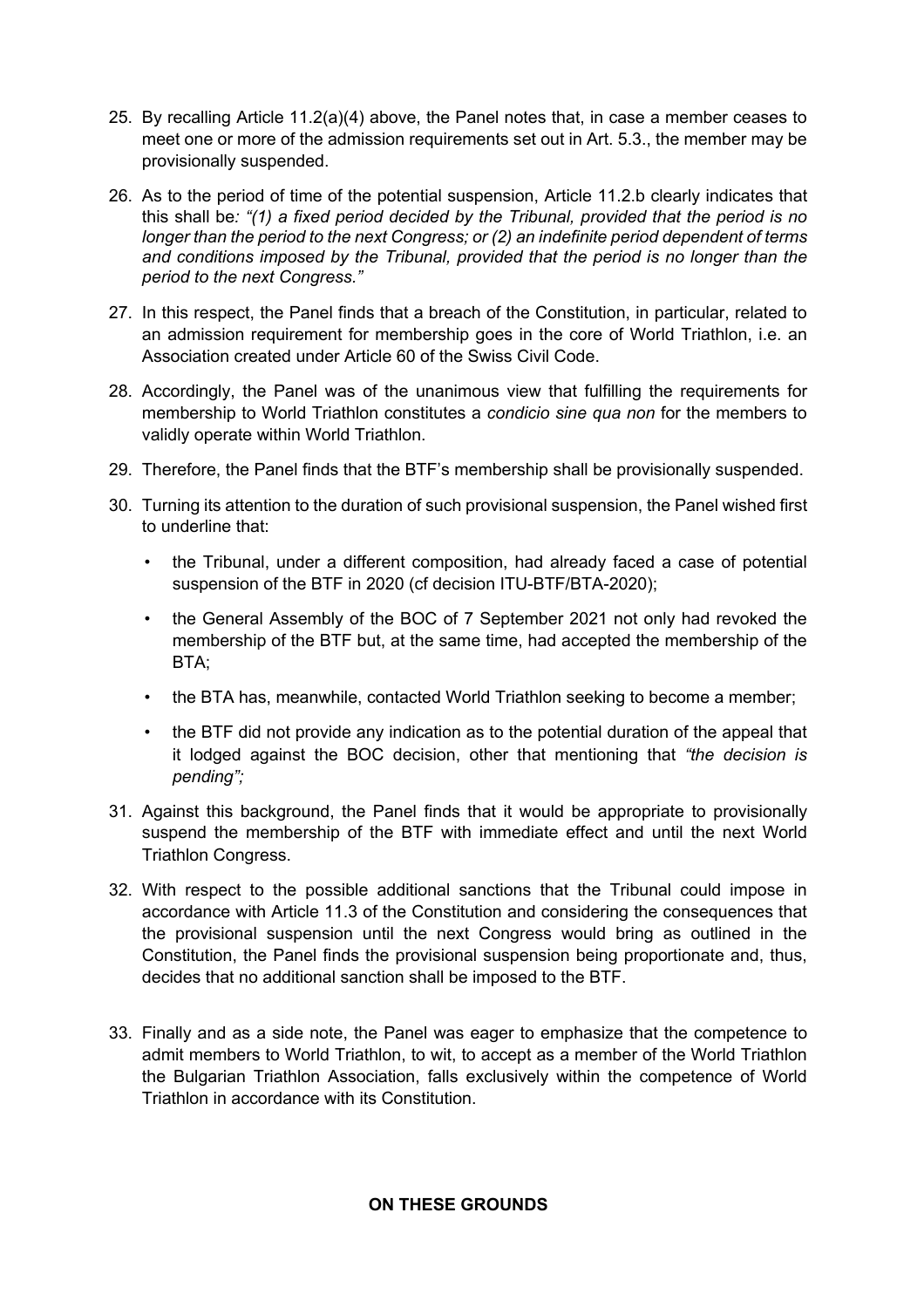25. By recalling Article 11.2(a)(4) above, the Panel notes that, in case a member ceases to meet one or more of the admission requirements set out in Art. 5.3., the member may be provisionally suspended.

26. As to the period of time of the potential suspension, Article 11.2.b clearly indicates that this shall be*: "(1) a fixed period decided by the Tribunal, provided that the period is no longer than the period to the next Congress; or (2) an indefinite period dependent of terms and conditions imposed by the Tribunal, provided that the period is no longer than the period to the next Congress."*

27. In this respect, the Panel finds that a breach of the Constitution, in particular, related to an admission requirement for membership goes in the core of World Triathlon, i.e. an Association created under Article 60 of the Swiss Civil Code.

28. Accordingly, the Panel was of the unanimous view that fulfilling the requirements for membership to World Triathlon constitutes a *condicio sine qua non* for the members to validly operate within World Triathlon.

29. Therefore, the Panel finds that the BTF's membership shall be provisionally suspended.

30. Turning its attention to the duration of such provisional suspension, the Panel wished first to underline that:

    - the Tribunal, under a different composition, had already faced a case of potential suspension of the BTF in 2020 (cf decision ITU-BTF/BTA-2020);
    - the General Assembly of the BOC of 7 September 2021 not only had revoked the membership of the BTF but, at the same time, had accepted the membership of the BTA;
    - the BTA has, meanwhile, contacted World Triathlon seeking to become a member;
    - the BTF did not provide any indication as to the potential duration of the appeal that it lodged against the BOC decision, other that mentioning that *"the decision is pending";*

31. Against this background, the Panel finds that it would be appropriate to provisionally suspend the membership of the BTF with immediate effect and until the next World Triathlon Congress.

32. With respect to the possible additional sanctions that the Tribunal could impose in accordance with Article 11.3 of the Constitution and considering the consequences that the provisional suspension until the next Congress would bring as outlined in the Constitution, the Panel finds the provisional suspension being proportionate and, thus, decides that no additional sanction shall be imposed to the BTF.

33. Finally and as a side note, the Panel was eager to emphasize that the competence to admit members to World Triathlon, to wit, to accept as a member of the World Triathlon the Bulgarian Triathlon Association, falls exclusively within the competence of World Triathlon in accordance with its Constitution.

**ON THESE GROUNDS**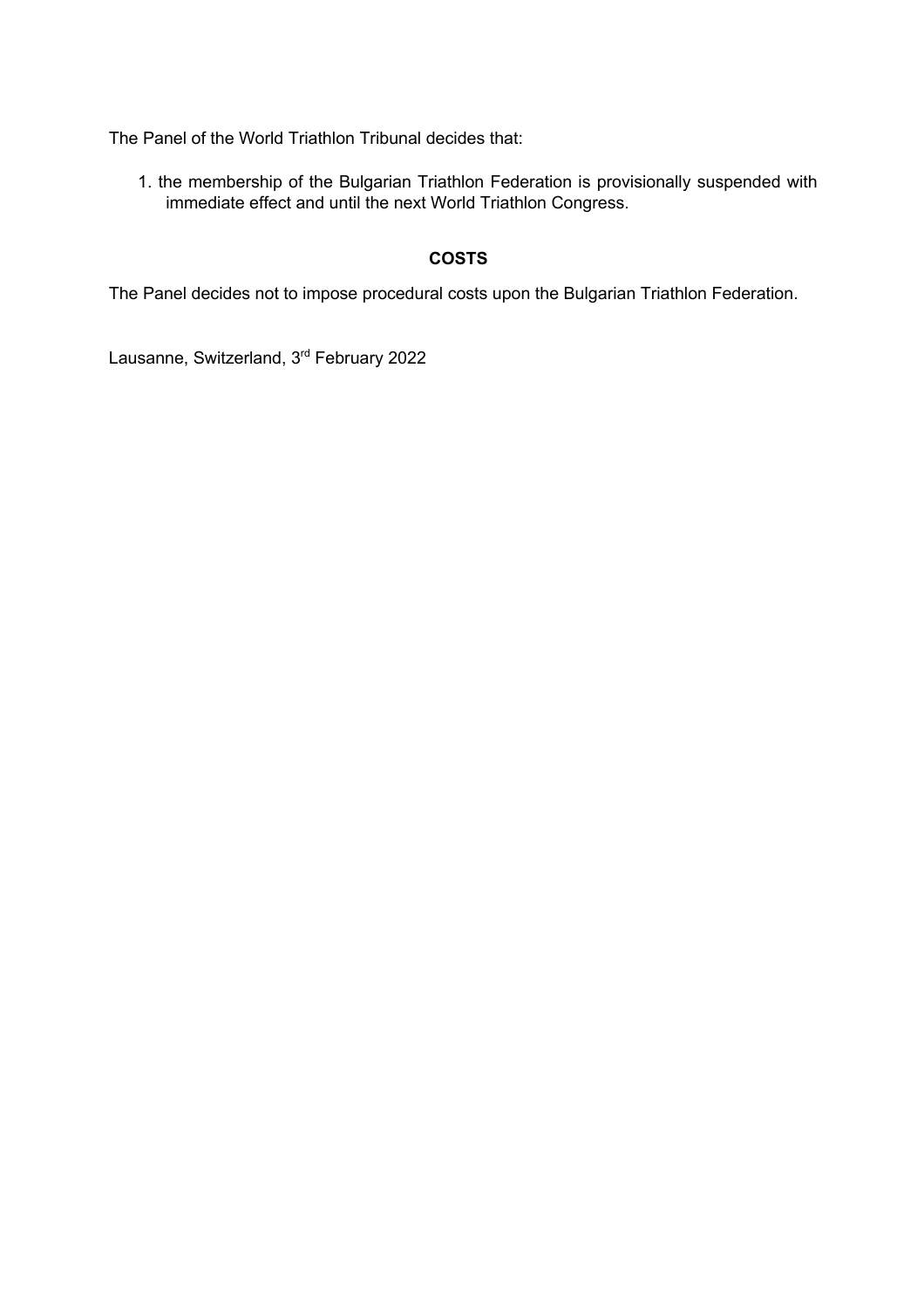The Panel of the World Triathlon Tribunal decides that:

1. the membership of the Bulgarian Triathlon Federation is provisionally suspended with immediate effect and until the next World Triathlon Congress.

**COSTS**

The Panel decides not to impose procedural costs upon the Bulgarian Triathlon Federation.

Lausanne, Switzerland, 3rd February 2022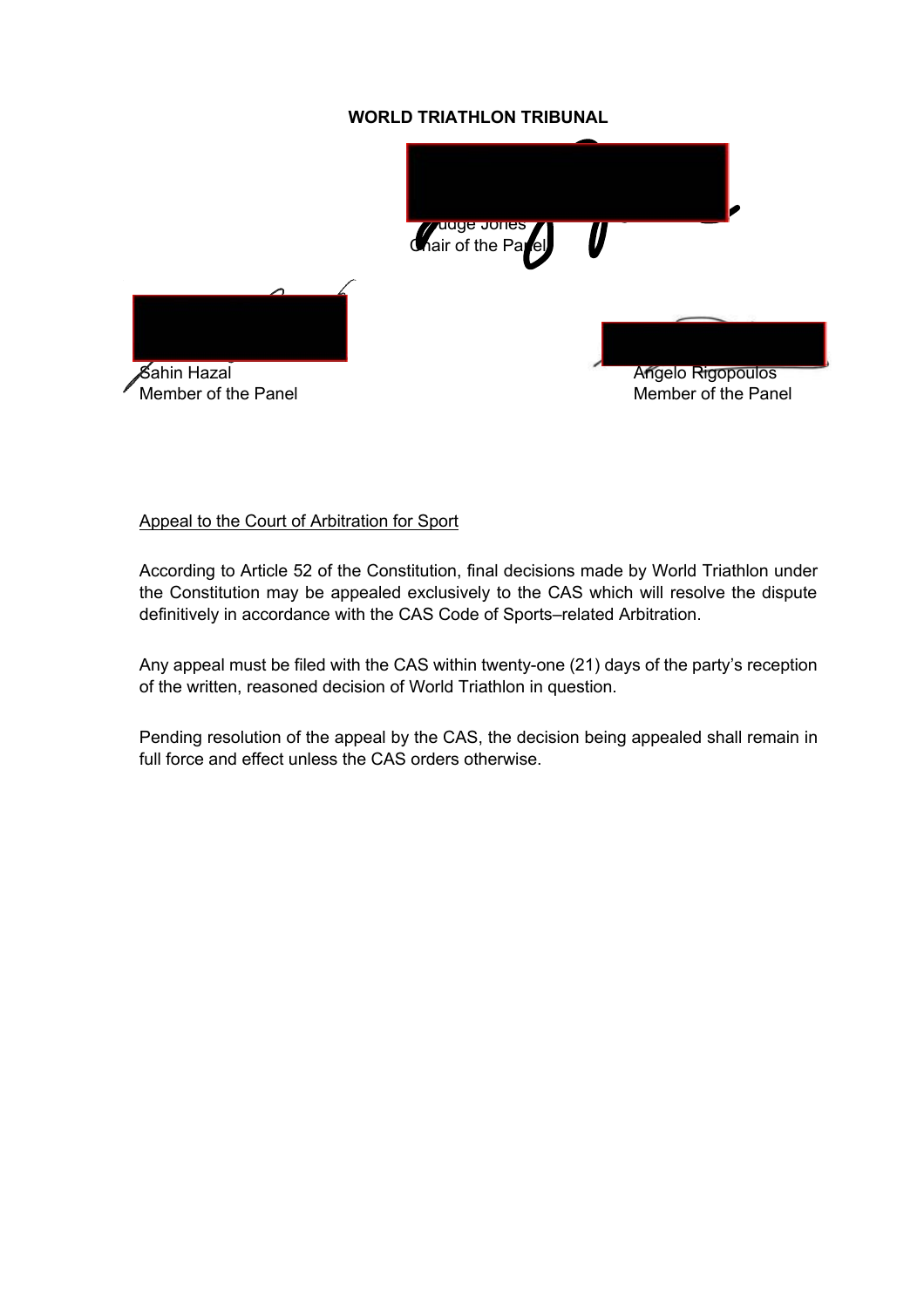**WORLD TRIATHLON TRIBUNAL**

Judge Jones
Chair of the Panel

Sahin Hazal
Member of the Panel

Angelo Rigopoulos
Member of the Panel

<u>Appeal to the Court of Arbitration for Sport</u>

According to Article 52 of the Constitution, final decisions made by World Triathlon under the Constitution may be appealed exclusively to the CAS which will resolve the dispute definitively in accordance with the CAS Code of Sports–related Arbitration.

Any appeal must be filed with the CAS within twenty-one (21) days of the party's reception of the written, reasoned decision of World Triathlon in question.

Pending resolution of the appeal by the CAS, the decision being appealed shall remain in full force and effect unless the CAS orders otherwise.